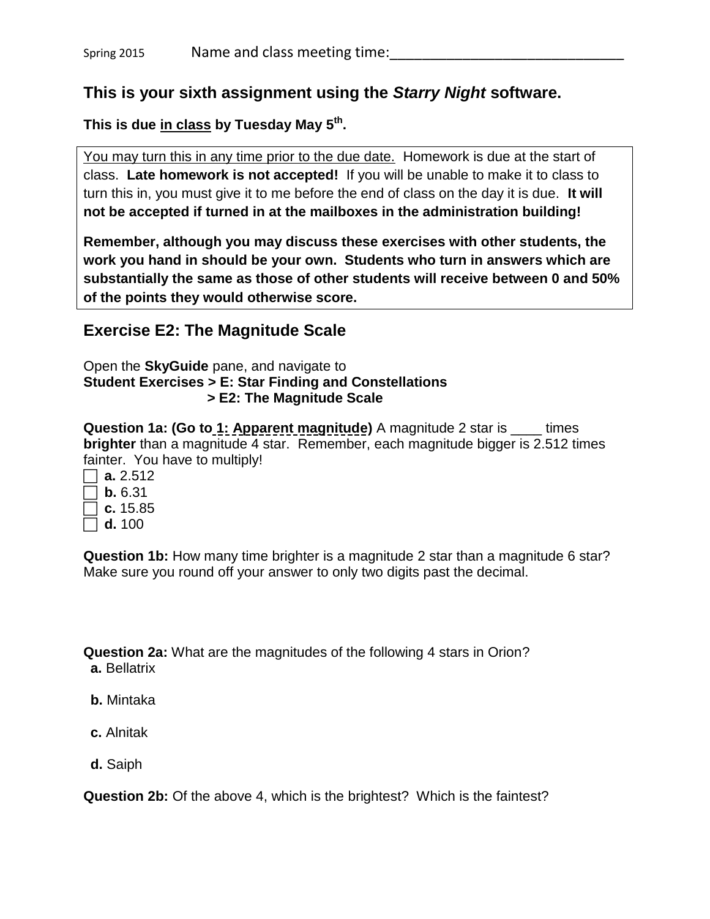Spring 2015 Name and class meeting time:______________________________

## This is your sixth assignment using the *Starry Night* software.

**This is due <u>in class</u> by Tuesday May 5th.**

<u>You may turn this in any time prior to the due date.</u> Homework is due at the start of class. **Late homework is not accepted!** If you will be unable to make it to class to turn this in, you must give it to me before the end of class on the day it is due. **It will not be accepted if turned in at the mailboxes in the administration building!**

**Remember, although you may discuss these exercises with other students, the work you hand in should be your own. Students who turn in answers which are substantially the same as those of other students will receive between 0 and 50% of the points they would otherwise score.**

## Exercise E2: The Magnitude Scale

Open the **SkyGuide** pane, and navigate to
**Student Exercises > E: Star Finding and Constellations**
**> E2: The Magnitude Scale**

**Question 1a: (Go to 1: Apparent magnitude)** A magnitude 2 star is ____ times **brighter** than a magnitude 4 star. Remember, each magnitude bigger is 2.512 times fainter. You have to multiply!

- [ ] **a.** 2.512
- [ ] **b.** 6.31
- [ ] **c.** 15.85
- [ ] **d.** 100

**Question 1b:** How many time brighter is a magnitude 2 star than a magnitude 6 star? Make sure you round off your answer to only two digits past the decimal.

**Question 2a:** What are the magnitudes of the following 4 stars in Orion?

**a.** Bellatrix

**b.** Mintaka

**c.** Alnitak

**d.** Saiph

**Question 2b:** Of the above 4, which is the brightest? Which is the faintest?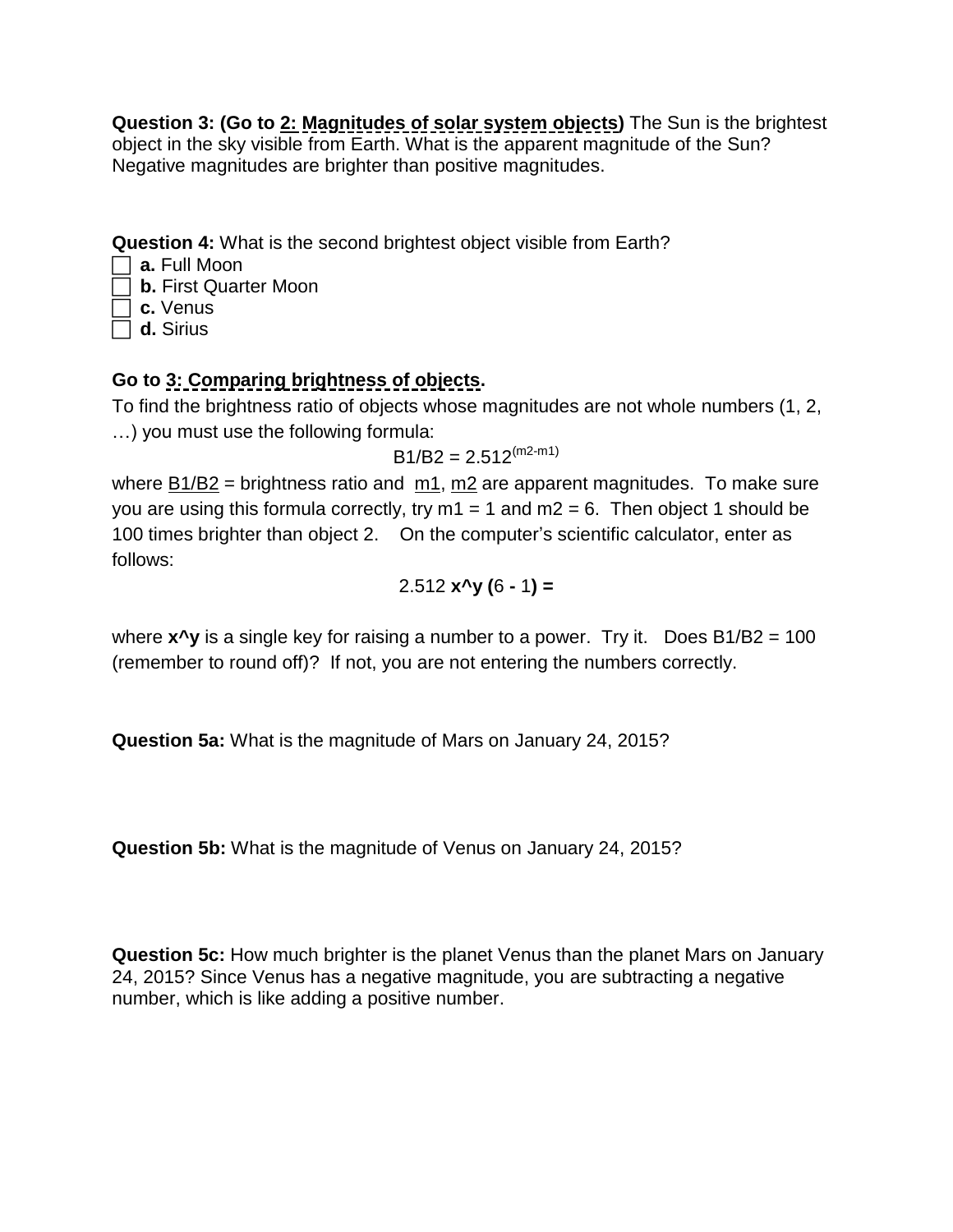**Question 3: (Go to 2: Magnitudes of solar system objects)** The Sun is the brightest object in the sky visible from Earth. What is the apparent magnitude of the Sun? Negative magnitudes are brighter than positive magnitudes.

**Question 4:** What is the second brightest object visible from Earth?

- ☐ **a.** Full Moon
- ☐ **b.** First Quarter Moon
- ☐ **c.** Venus
- ☐ **d.** Sirius

**Go to 3: Comparing brightness of objects.**

To find the brightness ratio of objects whose magnitudes are not whole numbers (1, 2, …) you must use the following formula:

$$B1/B2 = 2.512^{(m2-m1)}$$

where B1/B2 = brightness ratio and m1, m2 are apparent magnitudes. To make sure you are using this formula correctly, try m1 = 1 and m2 = 6. Then object 1 should be 100 times brighter than object 2. On the computer's scientific calculator, enter as follows:

2.512 **x^y (**6 **-** 1**) =**

where **x^y** is a single key for raising a number to a power. Try it. Does B1/B2 = 100 (remember to round off)? If not, you are not entering the numbers correctly.

**Question 5a:** What is the magnitude of Mars on January 24, 2015?

**Question 5b:** What is the magnitude of Venus on January 24, 2015?

**Question 5c:** How much brighter is the planet Venus than the planet Mars on January 24, 2015? Since Venus has a negative magnitude, you are subtracting a negative number, which is like adding a positive number.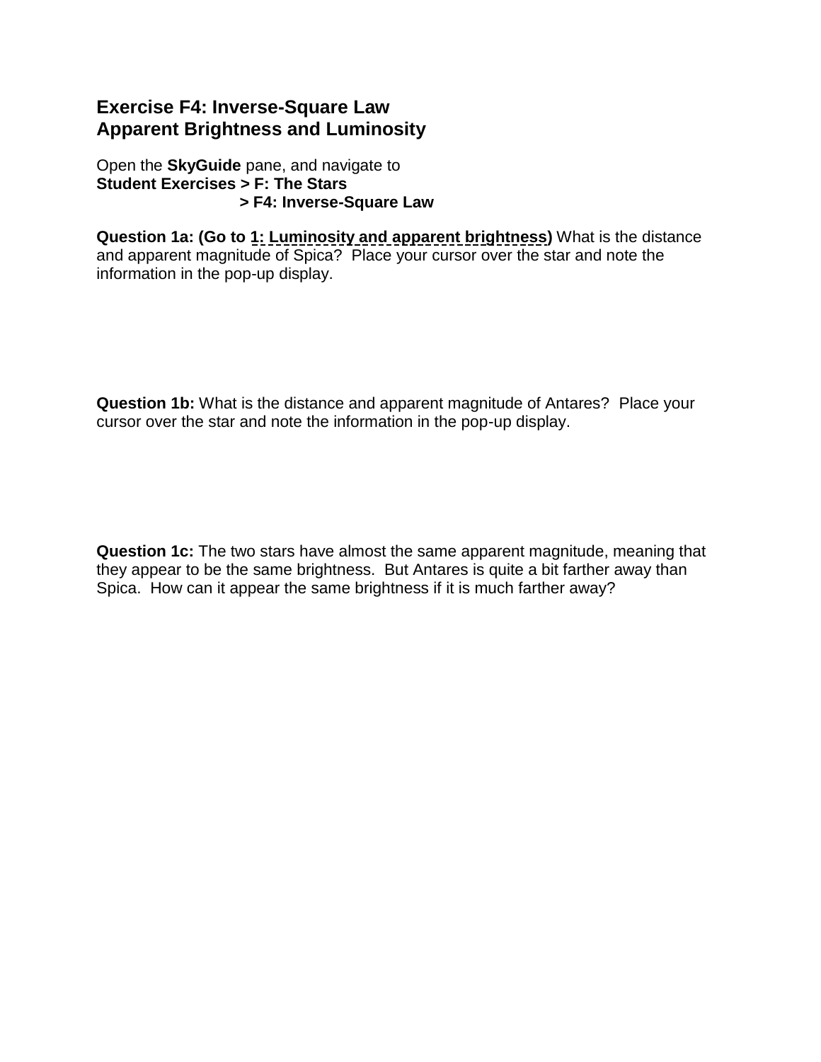## Exercise F4: Inverse-Square Law
## Apparent Brightness and Luminosity

Open the **SkyGuide** pane, and navigate to
**Student Exercises > F: The Stars**
**> F4: Inverse-Square Law**

**Question 1a: (Go to 1: Luminosity and apparent brightness)** What is the distance and apparent magnitude of Spica? Place your cursor over the star and note the information in the pop-up display.

**Question 1b:** What is the distance and apparent magnitude of Antares? Place your cursor over the star and note the information in the pop-up display.

**Question 1c:** The two stars have almost the same apparent magnitude, meaning that they appear to be the same brightness. But Antares is quite a bit farther away than Spica. How can it appear the same brightness if it is much farther away?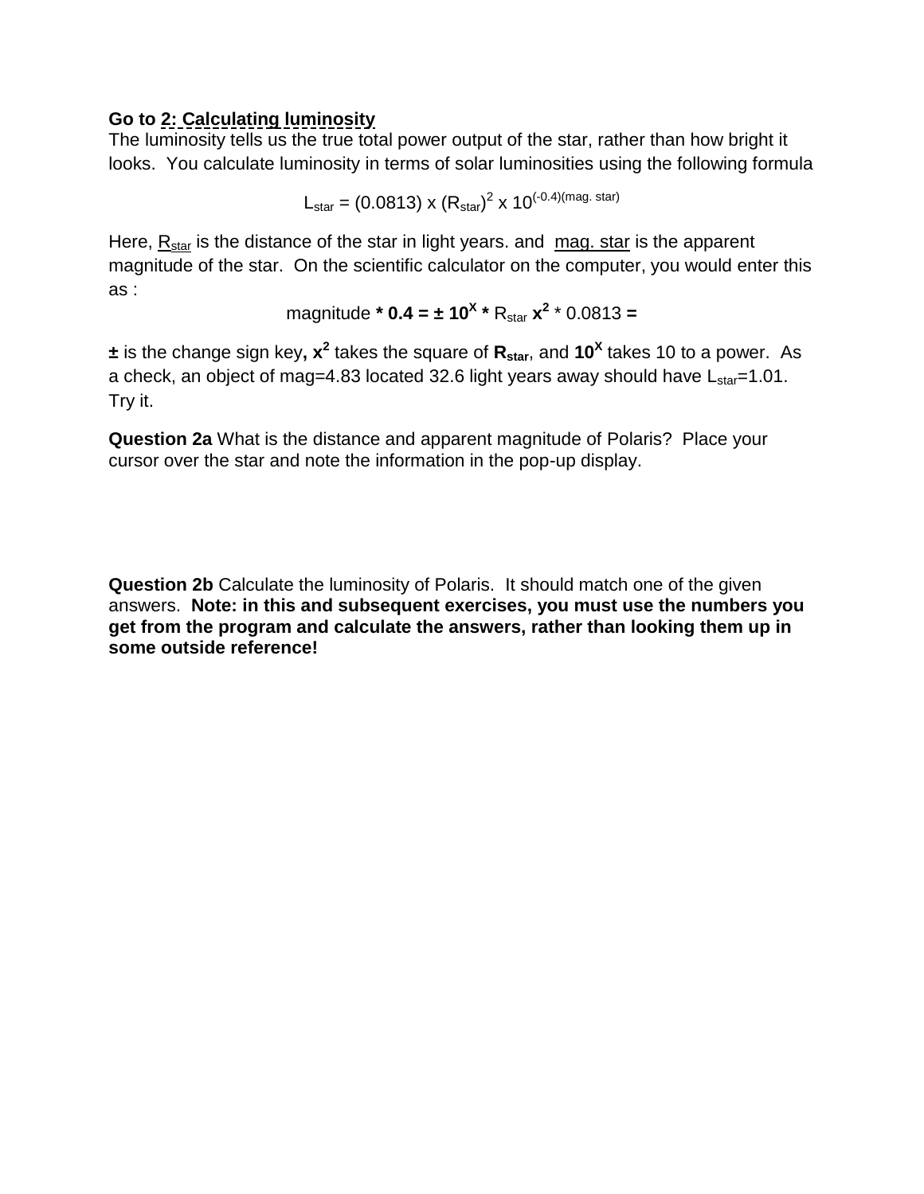**Go to 2: Calculating luminosity**

The luminosity tells us the true total power output of the star, rather than how bright it looks. You calculate luminosity in terms of solar luminosities using the following formula

$$L_{star} = (0.0813) \times (R_{star})^2 \times 10^{(-0.4)(mag.\ star)}$$

Here, $R_{star}$ is the distance of the star in light years. and mag. star is the apparent magnitude of the star. On the scientific calculator on the computer, you would enter this as :

magnitude *** 0.4 = ± $10^X$ *** $R_{star}$ $x^2$ * 0.0813 **=**

**±** is the change sign key**,** $x^2$ takes the square of $R_{star}$, and $10^X$ takes 10 to a power. As a check, an object of mag=4.83 located 32.6 light years away should have $L_{star}$=1.01. Try it.

**Question 2a** What is the distance and apparent magnitude of Polaris? Place your cursor over the star and note the information in the pop-up display.

**Question 2b** Calculate the luminosity of Polaris. It should match one of the given answers. **Note: in this and subsequent exercises, you must use the numbers you get from the program and calculate the answers, rather than looking them up in some outside reference!**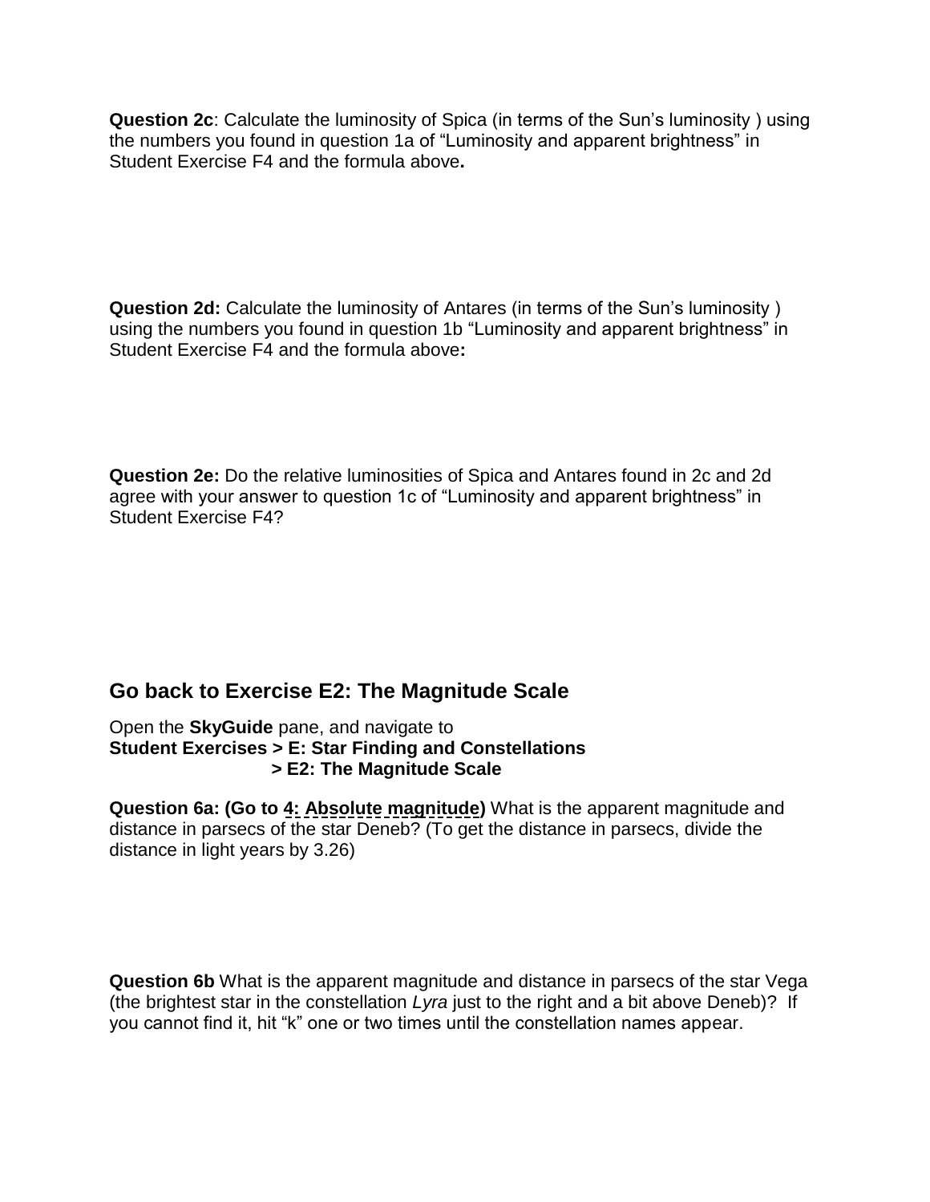**Question 2c**: Calculate the luminosity of Spica (in terms of the Sun's luminosity ) using the numbers you found in question 1a of "Luminosity and apparent brightness" in Student Exercise F4 and the formula above**.**

**Question 2d:** Calculate the luminosity of Antares (in terms of the Sun's luminosity ) using the numbers you found in question 1b "Luminosity and apparent brightness" in Student Exercise F4 and the formula above**:**

**Question 2e:** Do the relative luminosities of Spica and Antares found in 2c and 2d agree with your answer to question 1c of "Luminosity and apparent brightness" in Student Exercise F4?

## Go back to Exercise E2: The Magnitude Scale

Open the **SkyGuide** pane, and navigate to
**Student Exercises > E: Star Finding and Constellations**
**> E2: The Magnitude Scale**

**Question 6a: (Go to 4: Absolute magnitude)** What is the apparent magnitude and distance in parsecs of the star Deneb? (To get the distance in parsecs, divide the distance in light years by 3.26)

**Question 6b** What is the apparent magnitude and distance in parsecs of the star Vega (the brightest star in the constellation *Lyra* just to the right and a bit above Deneb)? If you cannot find it, hit "k" one or two times until the constellation names appear.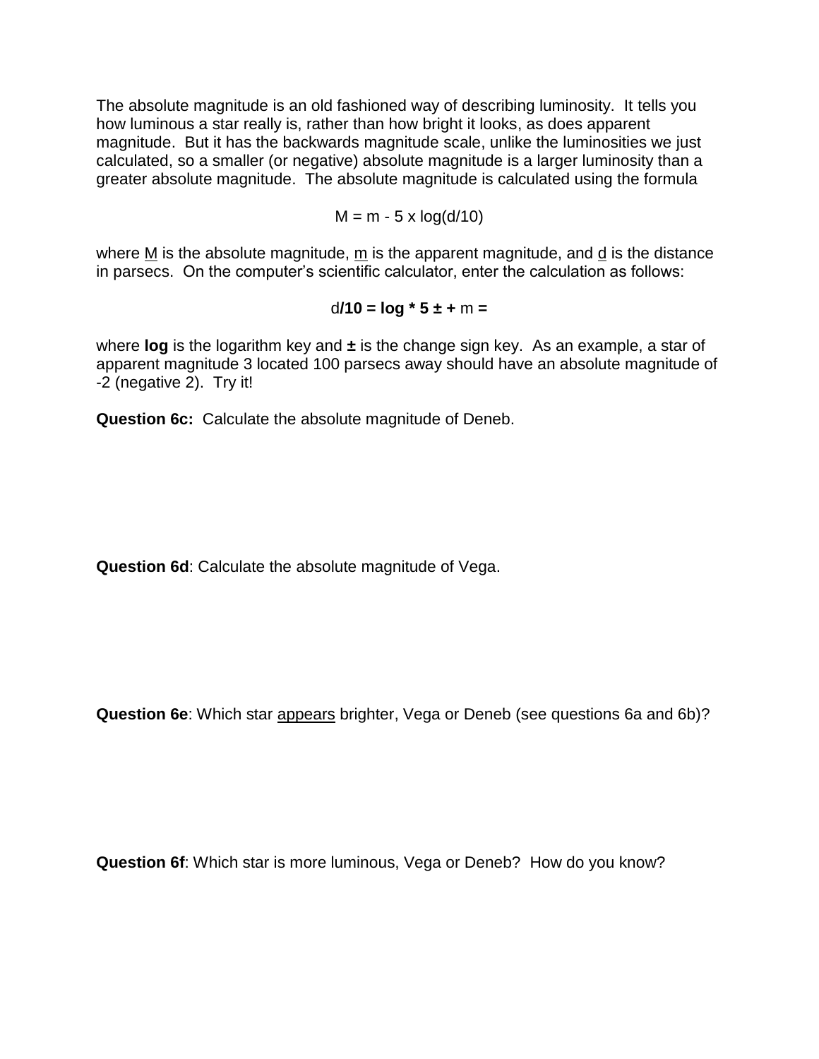The absolute magnitude is an old fashioned way of describing luminosity. It tells you how luminous a star really is, rather than how bright it looks, as does apparent magnitude. But it has the backwards magnitude scale, unlike the luminosities we just calculated, so a smaller (or negative) absolute magnitude is a larger luminosity than a greater absolute magnitude. The absolute magnitude is calculated using the formula

$$M = m - 5 \times \log(d/10)$$

where M is the absolute magnitude, m is the apparent magnitude, and d is the distance in parsecs. On the computer's scientific calculator, enter the calculation as follows:

d**/10 = log * 5 ± +** m **=**

where **log** is the logarithm key and **±** is the change sign key. As an example, a star of apparent magnitude 3 located 100 parsecs away should have an absolute magnitude of -2 (negative 2). Try it!

**Question 6c:** Calculate the absolute magnitude of Deneb.

**Question 6d**: Calculate the absolute magnitude of Vega.

**Question 6e**: Which star appears brighter, Vega or Deneb (see questions 6a and 6b)?

**Question 6f**: Which star is more luminous, Vega or Deneb? How do you know?